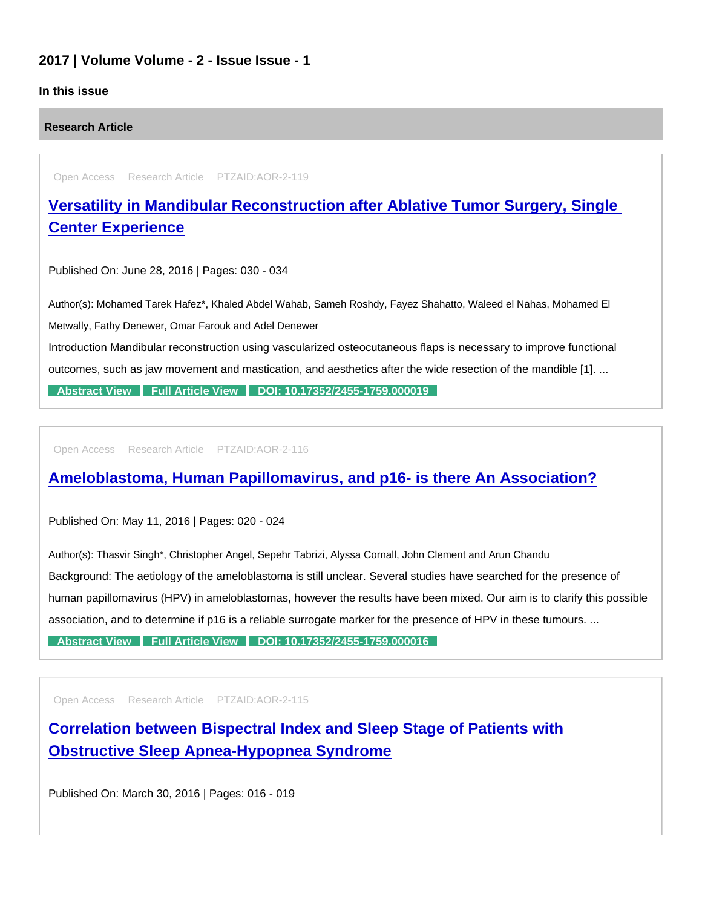## 2017 | Volume Volume - 2 - Issue Issue - 1

### In this issue

**Research Article**

Open Access Research Article PTZAID:AOR-2-119

### [Versatility in Mandibular Reconstruction after Ablative Tumor Surgery, Single Center Experience]

Published On: June 28, 2016 | Pages: 030 - 034

Author(s): Mohamed Tarek Hafez*, Khaled Abdel Wahab, Sameh Roshdy, Fayez Shahatto, Waleed el Nahas, Mohamed El Metwally, Fathy Denewer, Omar Farouk and Adel Denewer

Introduction Mandibular reconstruction using vascularized osteocutaneous flaps is necessary to improve functional outcomes, such as jaw movement and mastication, and aesthetics after the wide resection of the mandible [1]. ...

Abstract View | Full Article View | DOI: 10.17352/2455-1759.000019

Open Access Research Article PTZAID:AOR-2-116

### [Ameloblastoma, Human Papillomavirus, and p16- is there An Association?]

Published On: May 11, 2016 | Pages: 020 - 024

Author(s): Thasvir Singh*, Christopher Angel, Sepehr Tabrizi, Alyssa Cornall, John Clement and Arun Chandu

Background: The aetiology of the ameloblastoma is still unclear. Several studies have searched for the presence of human papillomavirus (HPV) in ameloblastomas, however the results have been mixed. Our aim is to clarify this possible association, and to determine if p16 is a reliable surrogate marker for the presence of HPV in these tumours. ...

Abstract View | Full Article View | DOI: 10.17352/2455-1759.000016

Open Access Research Article PTZAID:AOR-2-115

### [Correlation between Bispectral Index and Sleep Stage of Patients with Obstructive Sleep Apnea-Hypopnea Syndrome]

Published On: March 30, 2016 | Pages: 016 - 019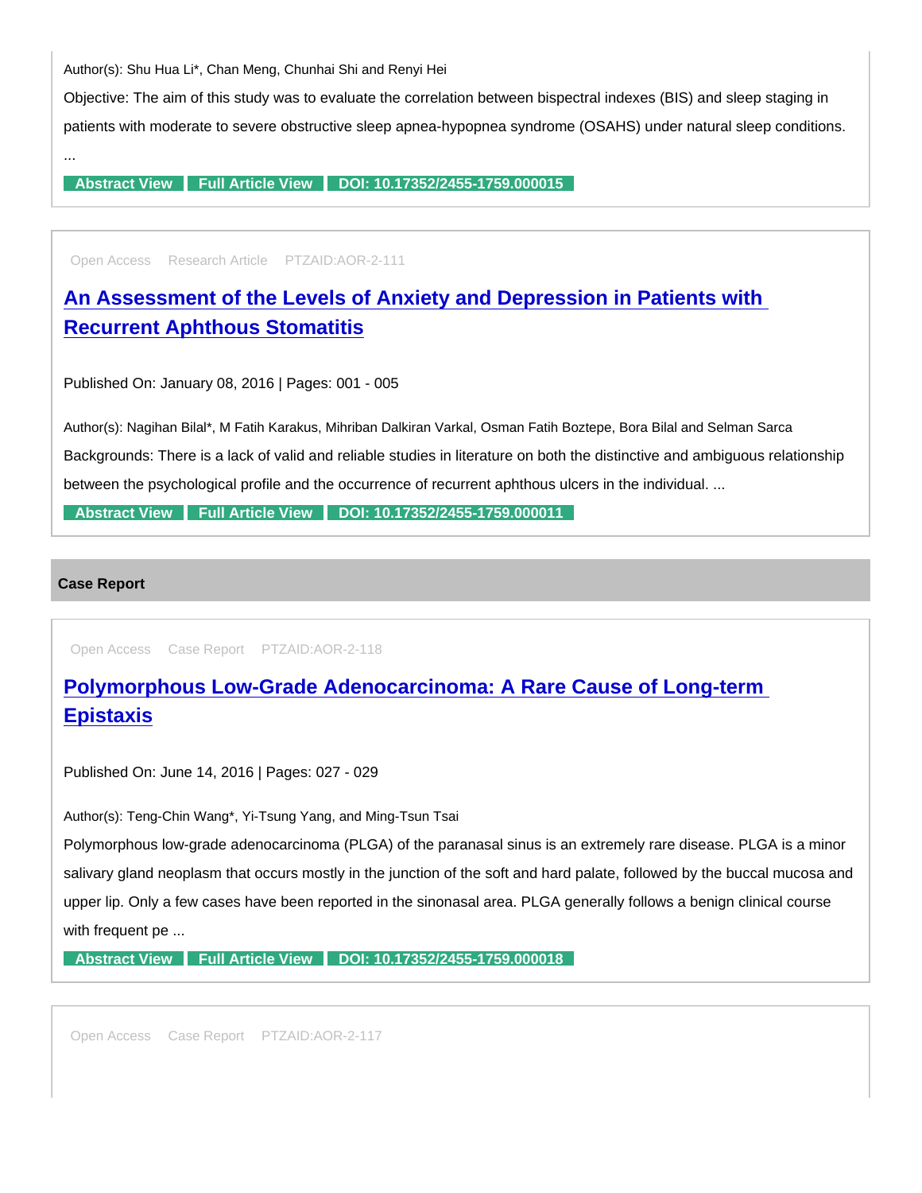Author(s): Shu Hua Li*, Chan Meng, Chunhai Shi and Renyi Hei

Objective: The aim of this study was to evaluate the correlation between bispectral indexes (BIS) and sleep staging in patients with moderate to severe obstructive sleep apnea-hypopnea syndrome (OSAHS) under natural sleep conditions. ...

Abstract View | Full Article View | DOI: 10.17352/2455-1759.000015

---

Open Access Research Article PTZAID:AOR-2-111

## An Assessment of the Levels of Anxiety and Depression in Patients with Recurrent Aphthous Stomatitis

Published On: January 08, 2016 | Pages: 001 - 005

Author(s): Nagihan Bilal*, M Fatih Karakus, Mihriban Dalkiran Varkal, Osman Fatih Boztepe, Bora Bilal and Selman Sarca

Backgrounds: There is a lack of valid and reliable studies in literature on both the distinctive and ambiguous relationship between the psychological profile and the occurrence of recurrent aphthous ulcers in the individual. ...

Abstract View | Full Article View | DOI: 10.17352/2455-1759.000011

---

### Case Report

Open Access Case Report PTZAID:AOR-2-118

## Polymorphous Low-Grade Adenocarcinoma: A Rare Cause of Long-term Epistaxis

Published On: June 14, 2016 | Pages: 027 - 029

Author(s): Teng-Chin Wang*, Yi-Tsung Yang, and Ming-Tsun Tsai

Polymorphous low-grade adenocarcinoma (PLGA) of the paranasal sinus is an extremely rare disease. PLGA is a minor salivary gland neoplasm that occurs mostly in the junction of the soft and hard palate, followed by the buccal mucosa and upper lip. Only a few cases have been reported in the sinonasal area. PLGA generally follows a benign clinical course with frequent pe ...

Abstract View | Full Article View | DOI: 10.17352/2455-1759.000018

---

Open Access Case Report PTZAID:AOR-2-117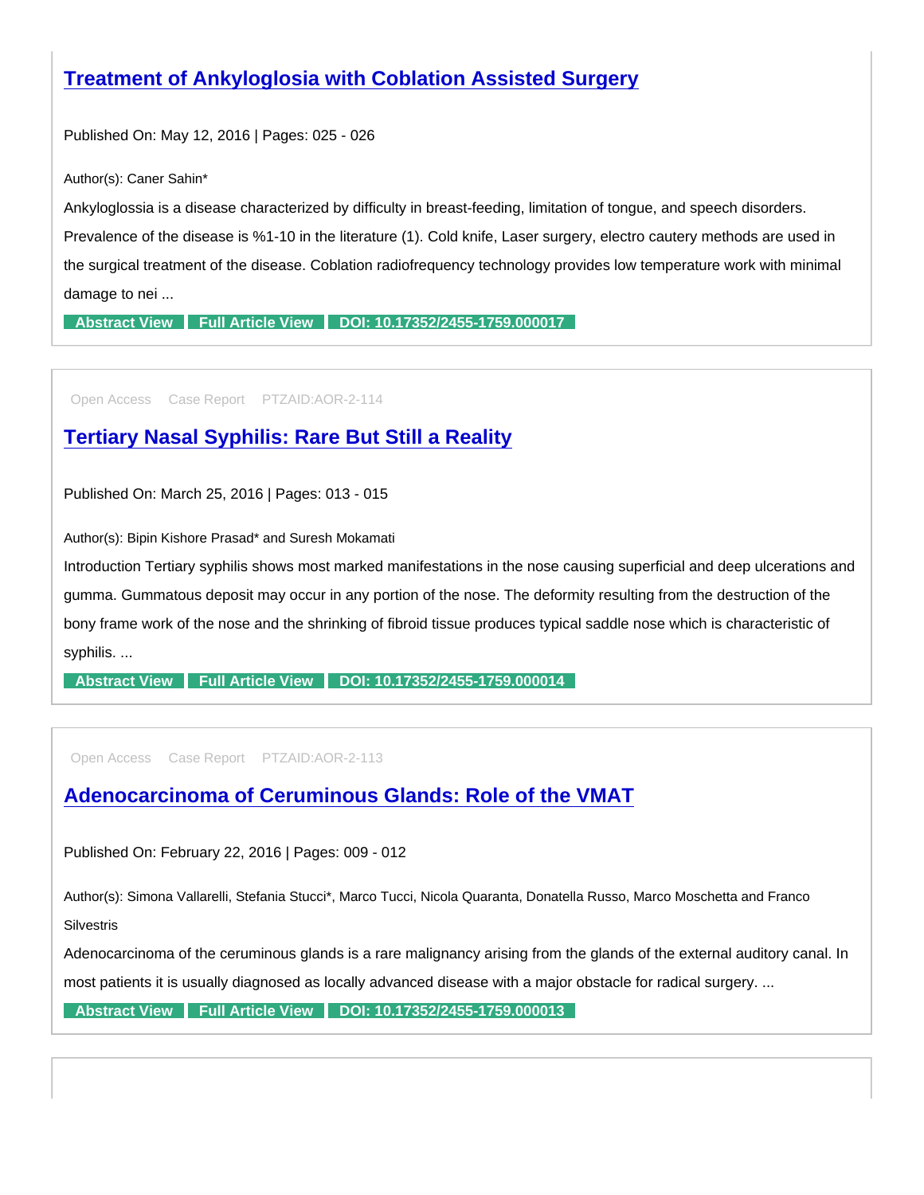## Treatment of Ankyloglosia with Coblation Assisted Surgery

Published On: May 12, 2016 | Pages: 025 - 026

Author(s): Caner Sahin*

Ankyloglossia is a disease characterized by difficulty in breast-feeding, limitation of tongue, and speech disorders. Prevalence of the disease is %1-10 in the literature (1). Cold knife, Laser surgery, electro cautery methods are used in the surgical treatment of the disease. Coblation radiofrequency technology provides low temperature work with minimal damage to nei ...

Abstract View | Full Article View | DOI: 10.17352/2455-1759.000017

---

Open Access Case Report PTZAID:AOR-2-114

## Tertiary Nasal Syphilis: Rare But Still a Reality

Published On: March 25, 2016 | Pages: 013 - 015

Author(s): Bipin Kishore Prasad* and Suresh Mokamati

Introduction Tertiary syphilis shows most marked manifestations in the nose causing superficial and deep ulcerations and gumma. Gummatous deposit may occur in any portion of the nose. The deformity resulting from the destruction of the bony frame work of the nose and the shrinking of fibroid tissue produces typical saddle nose which is characteristic of syphilis. ...

Abstract View | Full Article View | DOI: 10.17352/2455-1759.000014

---

Open Access Case Report PTZAID:AOR-2-113

## Adenocarcinoma of Ceruminous Glands: Role of the VMAT

Published On: February 22, 2016 | Pages: 009 - 012

Author(s): Simona Vallarelli, Stefania Stucci*, Marco Tucci, Nicola Quaranta, Donatella Russo, Marco Moschetta and Franco Silvestris

Adenocarcinoma of the ceruminous glands is a rare malignancy arising from the glands of the external auditory canal. In most patients it is usually diagnosed as locally advanced disease with a major obstacle for radical surgery. ...

Abstract View | Full Article View | DOI: 10.17352/2455-1759.000013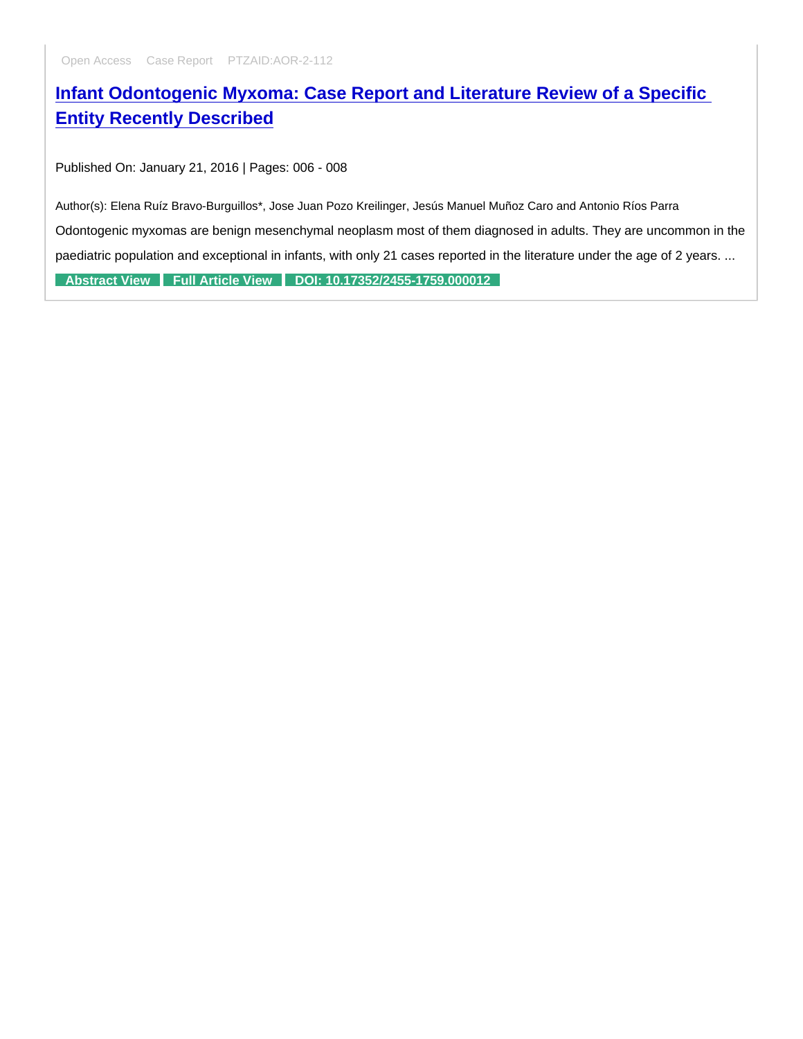Open Access Case Report PTZAID:AOR-2-112

## Infant Odontogenic Myxoma: Case Report and Literature Review of a Specific Entity Recently Described

Published On: January 21, 2016 | Pages: 006 - 008

Author(s): Elena Ruíz Bravo-Burguillos*, Jose Juan Pozo Kreilinger, Jesús Manuel Muñoz Caro and Antonio Ríos Parra

Odontogenic myxomas are benign mesenchymal neoplasm most of them diagnosed in adults. They are uncommon in the paediatric population and exceptional in infants, with only 21 cases reported in the literature under the age of 2 years. ...

Abstract View | Full Article View | DOI: 10.17352/2455-1759.000012